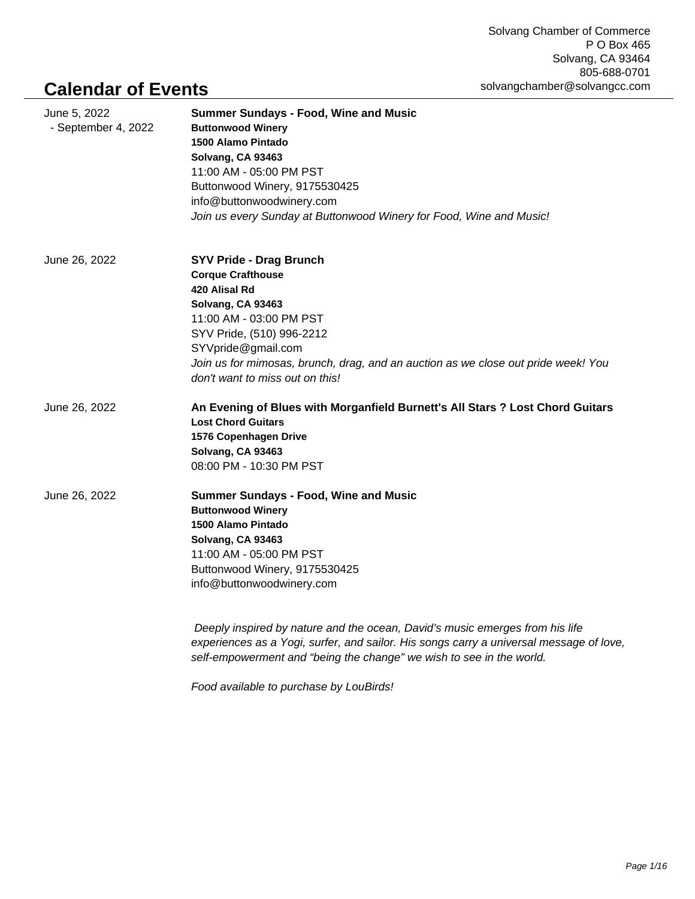Solvang Chamber of Commerce
P O Box 465
Solvang, CA 93464
805-688-0701
solvangchamber@solvangcc.com

# Calendar of Events

June 5, 2022 - September 4, 2022

**Summer Sundays - Food, Wine and Music**
**Buttonwood Winery**
**1500 Alamo Pintado**
**Solvang, CA 93463**
11:00 AM - 05:00 PM PST
Buttonwood Winery, 9175530425
info@buttonwoodwinery.com
*Join us every Sunday at Buttonwood Winery for Food, Wine and Music!*

June 26, 2022

**SYV Pride - Drag Brunch**
**Corque Crafthouse**
**420 Alisal Rd**
**Solvang, CA 93463**
11:00 AM - 03:00 PM PST
SYV Pride, (510) 996-2212
SYVpride@gmail.com
*Join us for mimosas, brunch, drag, and an auction as we close out pride week! You don't want to miss out on this!*

June 26, 2022

**An Evening of Blues with Morganfield Burnett's All Stars ? Lost Chord Guitars**
**Lost Chord Guitars**
**1576 Copenhagen Drive**
**Solvang, CA 93463**
08:00 PM - 10:30 PM PST

June 26, 2022

**Summer Sundays - Food, Wine and Music**
**Buttonwood Winery**
**1500 Alamo Pintado**
**Solvang, CA 93463**
11:00 AM - 05:00 PM PST
Buttonwood Winery, 9175530425
info@buttonwoodwinery.com

*Deeply inspired by nature and the ocean, David's music emerges from his life experiences as a Yogi, surfer, and sailor. His songs carry a universal message of love, self-empowerment and "being the change" we wish to see in the world.*

*Food available to purchase by LouBirds!*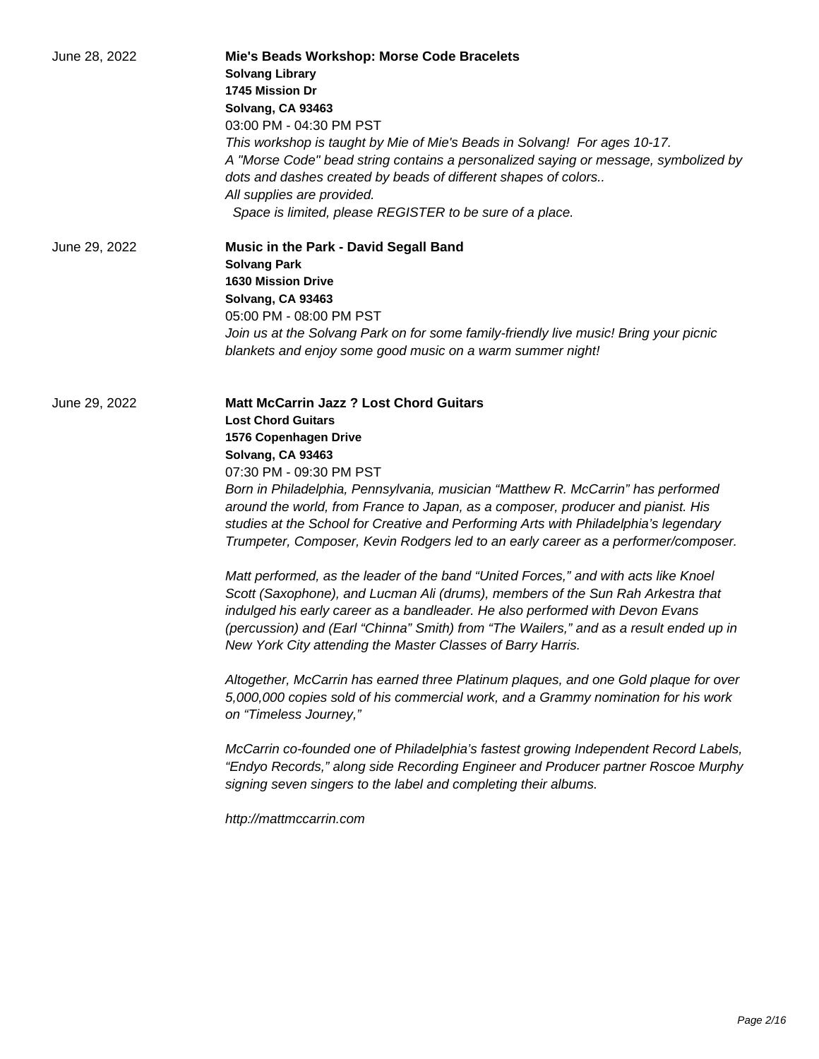June 28, 2022

**Mie's Beads Workshop: Morse Code Bracelets**
**Solvang Library**
**1745 Mission Dr**
**Solvang, CA 93463**
03:00 PM - 04:30 PM PST

*This workshop is taught by Mie of Mie's Beads in Solvang! For ages 10-17.*
*A "Morse Code" bead string contains a personalized saying or message, symbolized by dots and dashes created by beads of different shapes of colors..*
*All supplies are provided.*
*Space is limited, please REGISTER to be sure of a place.*

June 29, 2022

**Music in the Park - David Segall Band**
**Solvang Park**
**1630 Mission Drive**
**Solvang, CA 93463**
05:00 PM - 08:00 PM PST

*Join us at the Solvang Park on for some family-friendly live music! Bring your picnic blankets and enjoy some good music on a warm summer night!*

June 29, 2022

**Matt McCarrin Jazz ? Lost Chord Guitars**
**Lost Chord Guitars**
**1576 Copenhagen Drive**
**Solvang, CA 93463**
07:30 PM - 09:30 PM PST

*Born in Philadelphia, Pennsylvania, musician "Matthew R. McCarrin" has performed around the world, from France to Japan, as a composer, producer and pianist. His studies at the School for Creative and Performing Arts with Philadelphia's legendary Trumpeter, Composer, Kevin Rodgers led to an early career as a performer/composer.*

*Matt performed, as the leader of the band "United Forces," and with acts like Knoel Scott (Saxophone), and Lucman Ali (drums), members of the Sun Rah Arkestra that indulged his early career as a bandleader. He also performed with Devon Evans (percussion) and (Earl "Chinna" Smith) from "The Wailers," and as a result ended up in New York City attending the Master Classes of Barry Harris.*

*Altogether, McCarrin has earned three Platinum plaques, and one Gold plaque for over 5,000,000 copies sold of his commercial work, and a Grammy nomination for his work on "Timeless Journey,"*

*McCarrin co-founded one of Philadelphia's fastest growing Independent Record Labels, "Endyo Records," along side Recording Engineer and Producer partner Roscoe Murphy signing seven singers to the label and completing their albums.*

*http://mattmccarrin.com*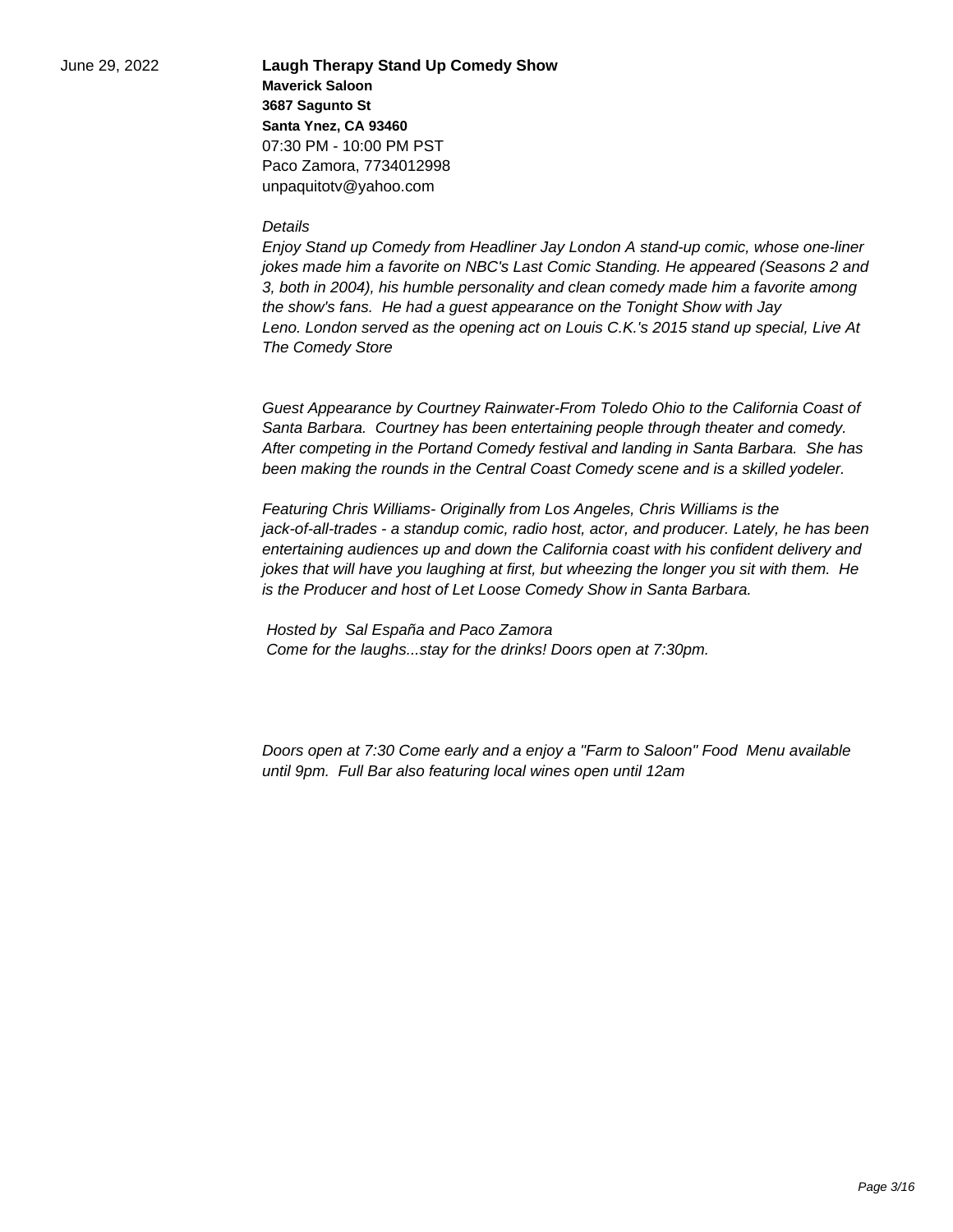June 29, 2022

**Laugh Therapy Stand Up Comedy Show**

**Maverick Saloon**
**3687 Sagunto St**
**Santa Ynez, CA 93460**
07:30 PM - 10:00 PM PST
Paco Zamora, 7734012998
unpaquitotv@yahoo.com

*Details*

*Enjoy Stand up Comedy from Headliner Jay London A stand-up comic, whose one-liner jokes made him a favorite on NBC's Last Comic Standing. He appeared (Seasons 2 and 3, both in 2004), his humble personality and clean comedy made him a favorite among the show's fans. He had a guest appearance on the Tonight Show with Jay Leno. London served as the opening act on Louis C.K.'s 2015 stand up special, Live At The Comedy Store*

*Guest Appearance by Courtney Rainwater-From Toledo Ohio to the California Coast of Santa Barbara. Courtney has been entertaining people through theater and comedy. After competing in the Portand Comedy festival and landing in Santa Barbara. She has been making the rounds in the Central Coast Comedy scene and is a skilled yodeler.*

*Featuring Chris Williams- Originally from Los Angeles, Chris Williams is the jack-of-all-trades - a standup comic, radio host, actor, and producer. Lately, he has been entertaining audiences up and down the California coast with his confident delivery and jokes that will have you laughing at first, but wheezing the longer you sit with them. He is the Producer and host of Let Loose Comedy Show in Santa Barbara.*

*Hosted by Sal España and Paco Zamora*
*Come for the laughs...stay for the drinks! Doors open at 7:30pm.*

*Doors open at 7:30 Come early and a enjoy a "Farm to Saloon" Food Menu available until 9pm. Full Bar also featuring local wines open until 12am*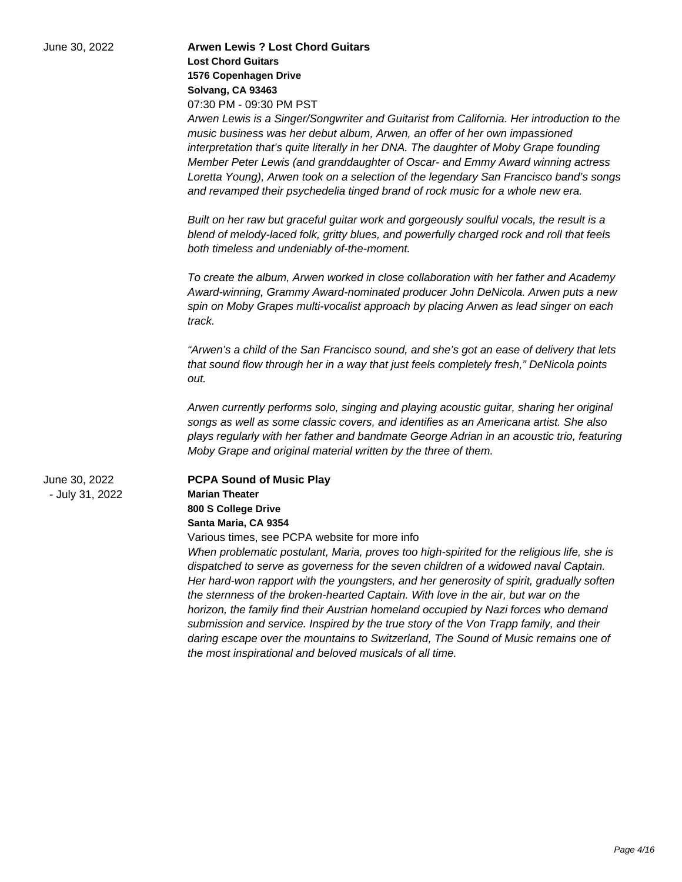June 30, 2022

**Arwen Lewis ? Lost Chord Guitars**

**Lost Chord Guitars**
**1576 Copenhagen Drive**
**Solvang, CA 93463**

07:30 PM - 09:30 PM PST

*Arwen Lewis is a Singer/Songwriter and Guitarist from California. Her introduction to the music business was her debut album, Arwen, an offer of her own impassioned interpretation that's quite literally in her DNA. The daughter of Moby Grape founding Member Peter Lewis (and granddaughter of Oscar- and Emmy Award winning actress Loretta Young), Arwen took on a selection of the legendary San Francisco band's songs and revamped their psychedelia tinged brand of rock music for a whole new era.*

*Built on her raw but graceful guitar work and gorgeously soulful vocals, the result is a blend of melody-laced folk, gritty blues, and powerfully charged rock and roll that feels both timeless and undeniably of-the-moment.*

*To create the album, Arwen worked in close collaboration with her father and Academy Award-winning, Grammy Award-nominated producer John DeNicola. Arwen puts a new spin on Moby Grapes multi-vocalist approach by placing Arwen as lead singer on each track.*

*"Arwen's a child of the San Francisco sound, and she's got an ease of delivery that lets that sound flow through her in a way that just feels completely fresh," DeNicola points out.*

*Arwen currently performs solo, singing and playing acoustic guitar, sharing her original songs as well as some classic covers, and identifies as an Americana artist. She also plays regularly with her father and bandmate George Adrian in an acoustic trio, featuring Moby Grape and original material written by the three of them.*

June 30, 2022 - July 31, 2022

**PCPA Sound of Music Play**

**Marian Theater**
**800 S College Drive**
**Santa Maria, CA 9354**

Various times, see PCPA website for more info

*When problematic postulant, Maria, proves too high-spirited for the religious life, she is dispatched to serve as governess for the seven children of a widowed naval Captain. Her hard-won rapport with the youngsters, and her generosity of spirit, gradually soften the sternness of the broken-hearted Captain. With love in the air, but war on the horizon, the family find their Austrian homeland occupied by Nazi forces who demand submission and service. Inspired by the true story of the Von Trapp family, and their daring escape over the mountains to Switzerland, The Sound of Music remains one of the most inspirational and beloved musicals of all time.*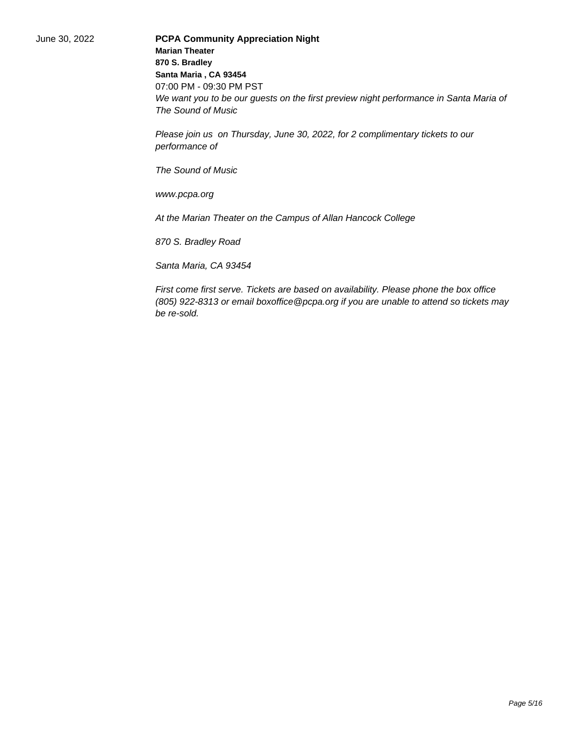June 30, 2022

**PCPA Community Appreciation Night**

**Marian Theater**
**870 S. Bradley**
**Santa Maria , CA 93454**

07:00 PM - 09:30 PM PST

*We want you to be our guests on the first preview night performance in Santa Maria of The Sound of Music*

*Please join us on Thursday, June 30, 2022, for 2 complimentary tickets to our performance of*

*The Sound of Music*

*www.pcpa.org*

*At the Marian Theater on the Campus of Allan Hancock College*

*870 S. Bradley Road*

*Santa Maria, CA 93454*

*First come first serve. Tickets are based on availability. Please phone the box office (805) 922-8313 or email boxoffice@pcpa.org if you are unable to attend so tickets may be re-sold.*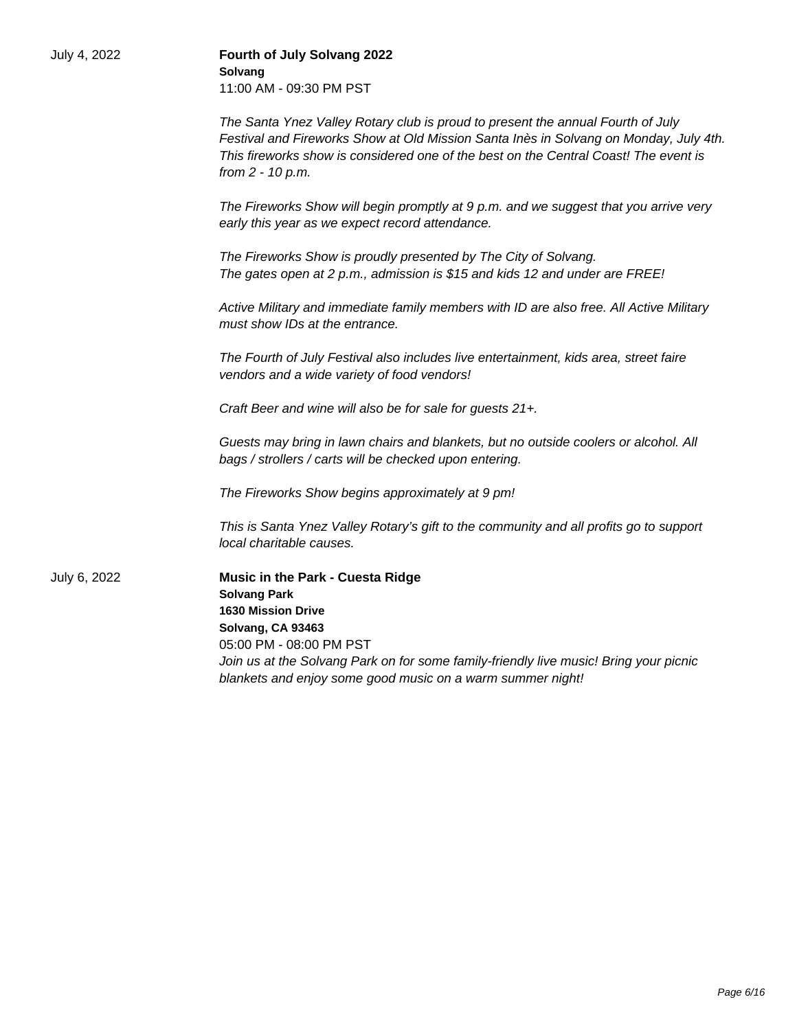July 4, 2022

**Fourth of July Solvang 2022**
**Solvang**
11:00 AM - 09:30 PM PST

*The Santa Ynez Valley Rotary club is proud to present the annual Fourth of July Festival and Fireworks Show at Old Mission Santa Inès in Solvang on Monday, July 4th. This fireworks show is considered one of the best on the Central Coast! The event is from 2 - 10 p.m.*

*The Fireworks Show will begin promptly at 9 p.m. and we suggest that you arrive very early this year as we expect record attendance.*

*The Fireworks Show is proudly presented by The City of Solvang.*
*The gates open at 2 p.m., admission is $15 and kids 12 and under are FREE!*

*Active Military and immediate family members with ID are also free. All Active Military must show IDs at the entrance.*

*The Fourth of July Festival also includes live entertainment, kids area, street faire vendors and a wide variety of food vendors!*

*Craft Beer and wine will also be for sale for guests 21+.*

*Guests may bring in lawn chairs and blankets, but no outside coolers or alcohol. All bags / strollers / carts will be checked upon entering.*

*The Fireworks Show begins approximately at 9 pm!*

*This is Santa Ynez Valley Rotary's gift to the community and all profits go to support local charitable causes.*

July 6, 2022

**Music in the Park - Cuesta Ridge**
**Solvang Park**
**1630 Mission Drive**
**Solvang, CA 93463**
05:00 PM - 08:00 PM PST
*Join us at the Solvang Park on for some family-friendly live music! Bring your picnic blankets and enjoy some good music on a warm summer night!*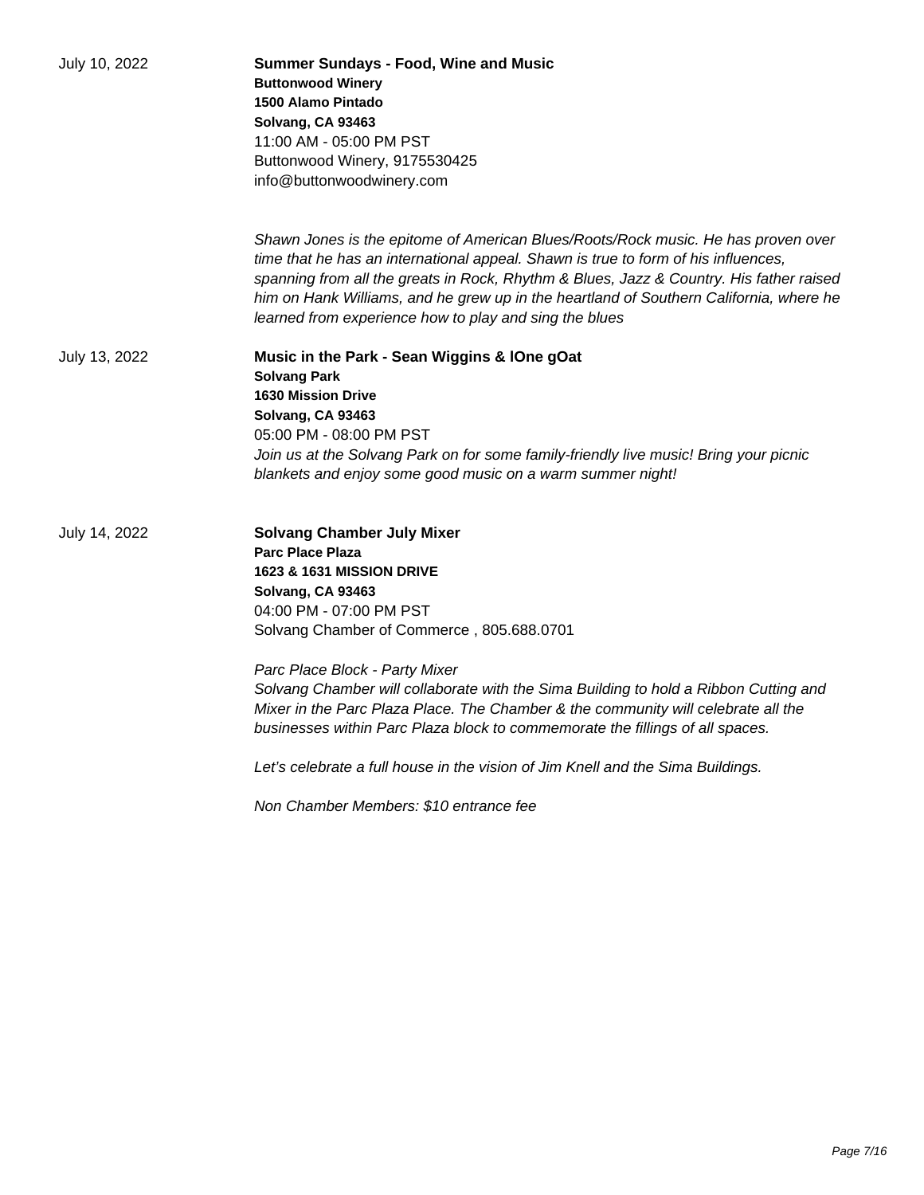July 10, 2022

**Summer Sundays - Food, Wine and Music**
**Buttonwood Winery**
**1500 Alamo Pintado**
**Solvang, CA 93463**
11:00 AM - 05:00 PM PST
Buttonwood Winery, 9175530425
info@buttonwoodwinery.com

*Shawn Jones is the epitome of American Blues/Roots/Rock music. He has proven over time that he has an international appeal. Shawn is true to form of his influences, spanning from all the greats in Rock, Rhythm & Blues, Jazz & Country. His father raised him on Hank Williams, and he grew up in the heartland of Southern California, where he learned from experience how to play and sing the blues*

July 13, 2022

**Music in the Park - Sean Wiggins & lOne gOat**
**Solvang Park**
**1630 Mission Drive**
**Solvang, CA 93463**
05:00 PM - 08:00 PM PST
*Join us at the Solvang Park on for some family-friendly live music! Bring your picnic blankets and enjoy some good music on a warm summer night!*

July 14, 2022

**Solvang Chamber July Mixer**
**Parc Place Plaza**
**1623 & 1631 MISSION DRIVE**
**Solvang, CA 93463**
04:00 PM - 07:00 PM PST
Solvang Chamber of Commerce , 805.688.0701

*Parc Place Block - Party Mixer*
*Solvang Chamber will collaborate with the Sima Building to hold a Ribbon Cutting and Mixer in the Parc Plaza Place. The Chamber & the community will celebrate all the businesses within Parc Plaza block to commemorate the fillings of all spaces.*

*Let's celebrate a full house in the vision of Jim Knell and the Sima Buildings.*

*Non Chamber Members: $10 entrance fee*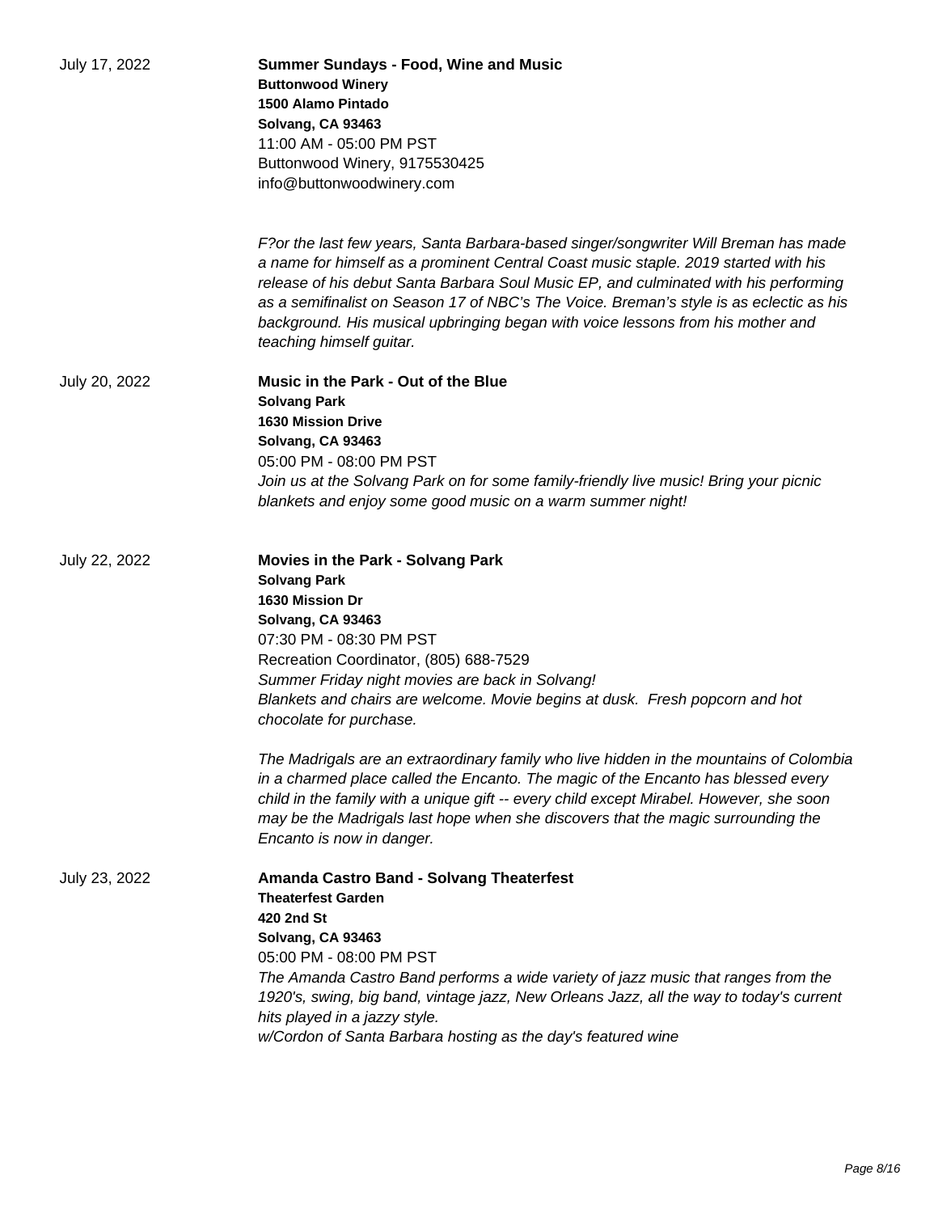July 17, 2022

**Summer Sundays - Food, Wine and Music**
**Buttonwood Winery**
**1500 Alamo Pintado**
**Solvang, CA 93463**
11:00 AM - 05:00 PM PST
Buttonwood Winery, 9175530425
info@buttonwoodwinery.com

*F?or the last few years, Santa Barbara-based singer/songwriter Will Breman has made a name for himself as a prominent Central Coast music staple. 2019 started with his release of his debut Santa Barbara Soul Music EP, and culminated with his performing as a semifinalist on Season 17 of NBC's The Voice. Breman's style is as eclectic as his background. His musical upbringing began with voice lessons from his mother and teaching himself guitar.*

July 20, 2022

**Music in the Park - Out of the Blue**
**Solvang Park**
**1630 Mission Drive**
**Solvang, CA 93463**
05:00 PM - 08:00 PM PST
*Join us at the Solvang Park on for some family-friendly live music! Bring your picnic blankets and enjoy some good music on a warm summer night!*

July 22, 2022

**Movies in the Park - Solvang Park**
**Solvang Park**
**1630 Mission Dr**
**Solvang, CA 93463**
07:30 PM - 08:30 PM PST
Recreation Coordinator, (805) 688-7529
*Summer Friday night movies are back in Solvang!*
*Blankets and chairs are welcome. Movie begins at dusk. Fresh popcorn and hot chocolate for purchase.*

*The Madrigals are an extraordinary family who live hidden in the mountains of Colombia in a charmed place called the Encanto. The magic of the Encanto has blessed every child in the family with a unique gift -- every child except Mirabel. However, she soon may be the Madrigals last hope when she discovers that the magic surrounding the Encanto is now in danger.*

July 23, 2022

**Amanda Castro Band - Solvang Theaterfest**
**Theaterfest Garden**
**420 2nd St**
**Solvang, CA 93463**
05:00 PM - 08:00 PM PST
*The Amanda Castro Band performs a wide variety of jazz music that ranges from the 1920's, swing, big band, vintage jazz, New Orleans Jazz, all the way to today's current hits played in a jazzy style.*
*w/Cordon of Santa Barbara hosting as the day's featured wine*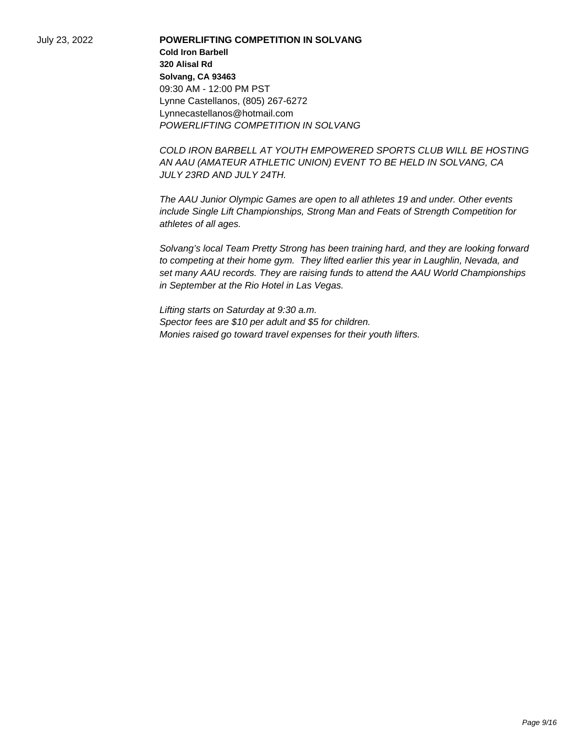July 23, 2022

**POWERLIFTING COMPETITION IN SOLVANG**

**Cold Iron Barbell**
**320 Alisal Rd**
**Solvang, CA 93463**
09:30 AM - 12:00 PM PST
Lynne Castellanos, (805) 267-6272
Lynnecastellanos@hotmail.com
*POWERLIFTING COMPETITION IN SOLVANG*

*COLD IRON BARBELL AT YOUTH EMPOWERED SPORTS CLUB WILL BE HOSTING AN AAU (AMATEUR ATHLETIC UNION) EVENT TO BE HELD IN SOLVANG, CA JULY 23RD AND JULY 24TH.*

*The AAU Junior Olympic Games are open to all athletes 19 and under. Other events include Single Lift Championships, Strong Man and Feats of Strength Competition for athletes of all ages.*

*Solvang's local Team Pretty Strong has been training hard, and they are looking forward to competing at their home gym. They lifted earlier this year in Laughlin, Nevada, and set many AAU records. They are raising funds to attend the AAU World Championships in September at the Rio Hotel in Las Vegas.*

*Lifting starts on Saturday at 9:30 a.m.*
*Spector fees are $10 per adult and $5 for children.*
*Monies raised go toward travel expenses for their youth lifters.*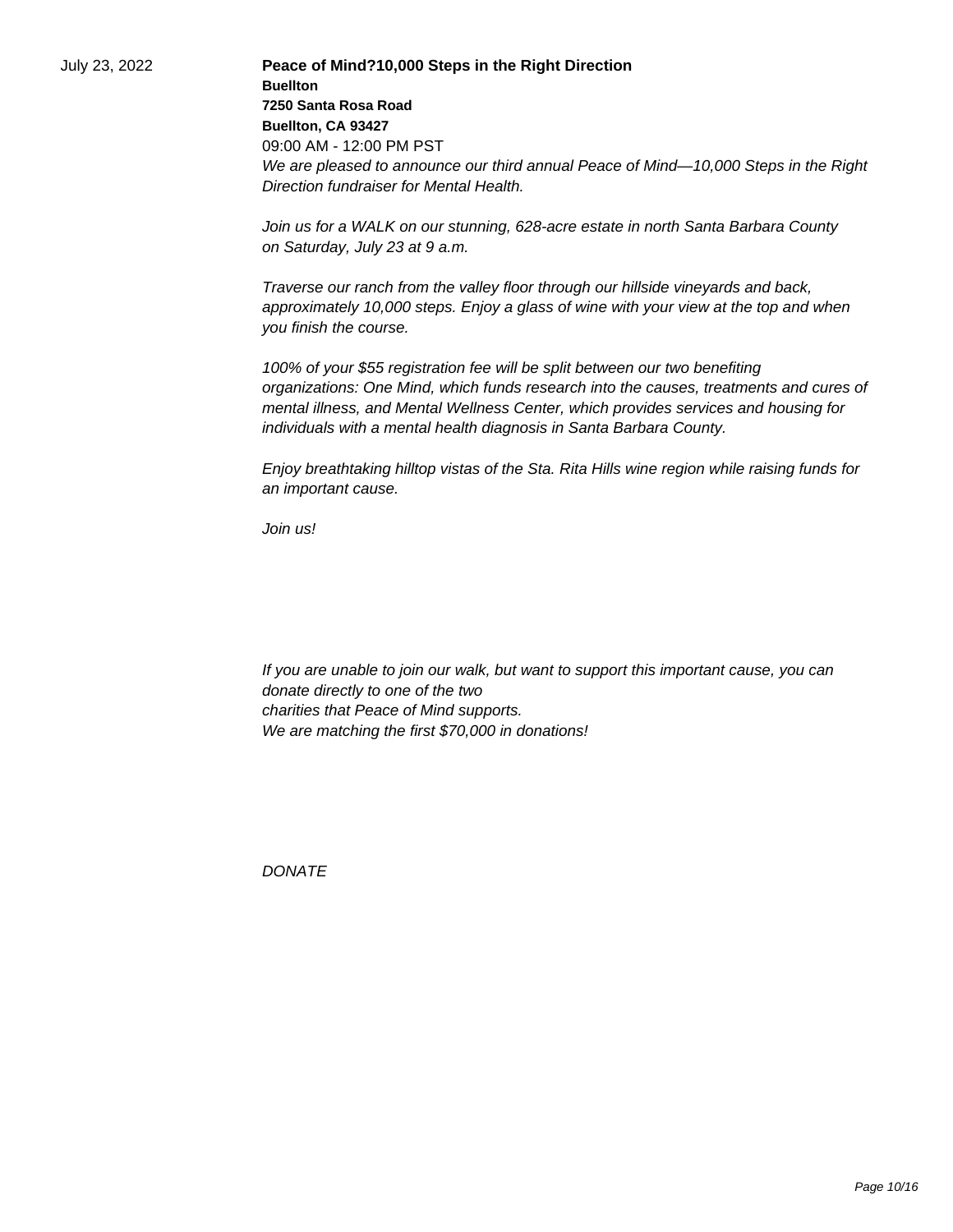July 23, 2022

**Peace of Mind?10,000 Steps in the Right Direction**

**Buellton**
**7250 Santa Rosa Road**
**Buellton, CA 93427**

09:00 AM - 12:00 PM PST

*We are pleased to announce our third annual Peace of Mind—10,000 Steps in the Right Direction fundraiser for Mental Health.*

*Join us for a WALK on our stunning, 628-acre estate in north Santa Barbara County on Saturday, July 23 at 9 a.m.*

*Traverse our ranch from the valley floor through our hillside vineyards and back, approximately 10,000 steps. Enjoy a glass of wine with your view at the top and when you finish the course.*

*100% of your $55 registration fee will be split between our two benefiting organizations: One Mind, which funds research into the causes, treatments and cures of mental illness, and Mental Wellness Center, which provides services and housing for individuals with a mental health diagnosis in Santa Barbara County.*

*Enjoy breathtaking hilltop vistas of the Sta. Rita Hills wine region while raising funds for an important cause.*

*Join us!*

*If you are unable to join our walk, but want to support this important cause, you can donate directly to one of the two charities that Peace of Mind supports.*
*We are matching the first $70,000 in donations!*

*DONATE*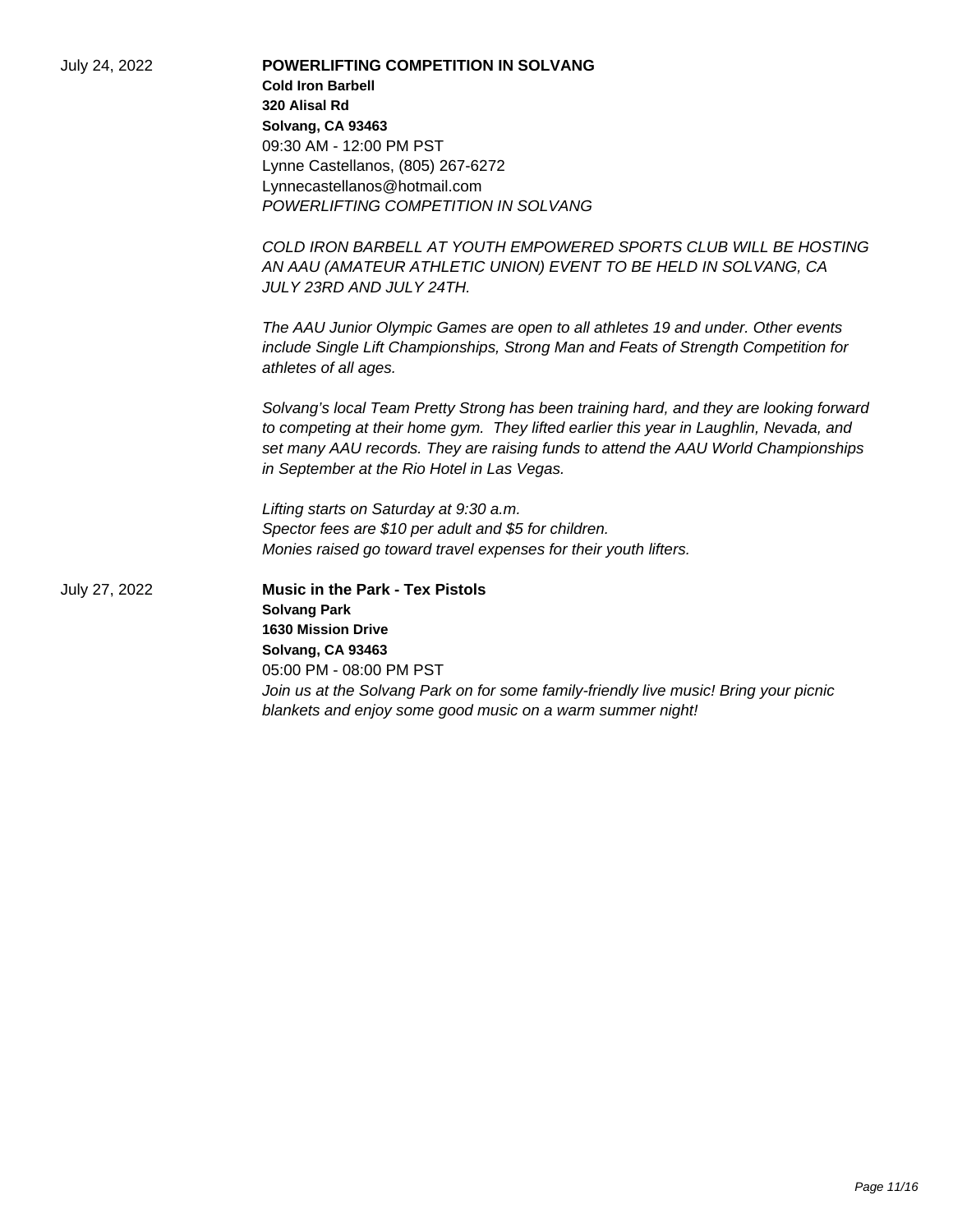July 24, 2022

**POWERLIFTING COMPETITION IN SOLVANG**
**Cold Iron Barbell**
**320 Alisal Rd**
**Solvang, CA 93463**
09:30 AM - 12:00 PM PST
Lynne Castellanos, (805) 267-6272
Lynnecastellanos@hotmail.com
*POWERLIFTING COMPETITION IN SOLVANG*

*COLD IRON BARBELL AT YOUTH EMPOWERED SPORTS CLUB WILL BE HOSTING AN AAU (AMATEUR ATHLETIC UNION) EVENT TO BE HELD IN SOLVANG, CA JULY 23RD AND JULY 24TH.*

*The AAU Junior Olympic Games are open to all athletes 19 and under. Other events include Single Lift Championships, Strong Man and Feats of Strength Competition for athletes of all ages.*

*Solvang's local Team Pretty Strong has been training hard, and they are looking forward to competing at their home gym. They lifted earlier this year in Laughlin, Nevada, and set many AAU records. They are raising funds to attend the AAU World Championships in September at the Rio Hotel in Las Vegas.*

*Lifting starts on Saturday at 9:30 a.m.*
*Spector fees are $10 per adult and $5 for children.*
*Monies raised go toward travel expenses for their youth lifters.*

July 27, 2022

**Music in the Park - Tex Pistols**
**Solvang Park**
**1630 Mission Drive**
**Solvang, CA 93463**
05:00 PM - 08:00 PM PST
*Join us at the Solvang Park on for some family-friendly live music! Bring your picnic blankets and enjoy some good music on a warm summer night!*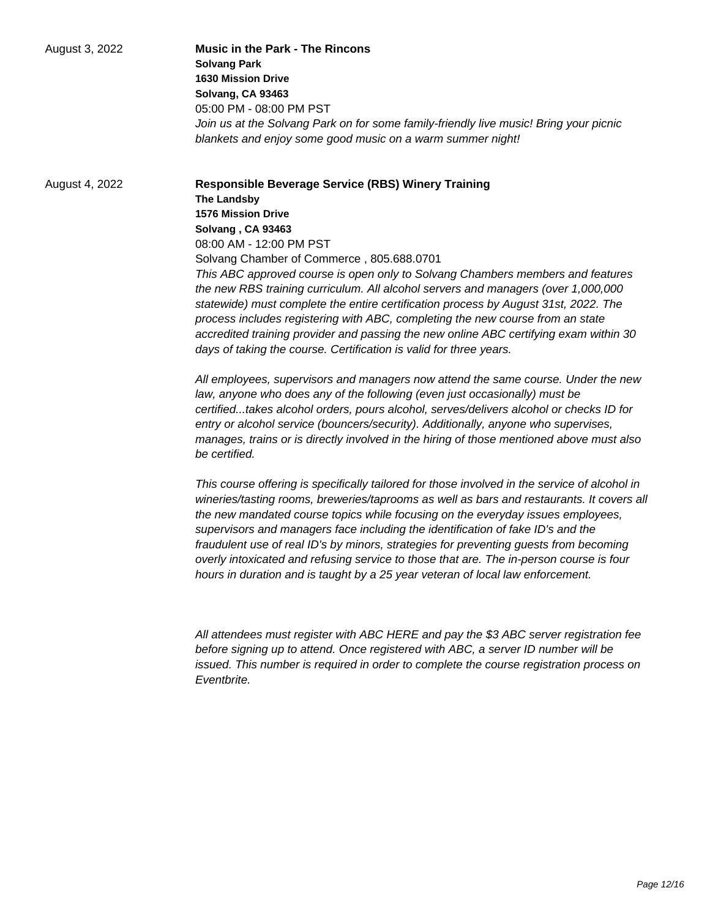August 3, 2022

**Music in the Park - The Rincons**
**Solvang Park**
**1630 Mission Drive**
**Solvang, CA 93463**
05:00 PM - 08:00 PM PST
*Join us at the Solvang Park on for some family-friendly live music! Bring your picnic blankets and enjoy some good music on a warm summer night!*

August 4, 2022

**Responsible Beverage Service (RBS) Winery Training**
**The Landsby**
**1576 Mission Drive**
**Solvang , CA 93463**
08:00 AM - 12:00 PM PST
Solvang Chamber of Commerce , 805.688.0701
*This ABC approved course is open only to Solvang Chambers members and features the new RBS training curriculum. All alcohol servers and managers (over 1,000,000 statewide) must complete the entire certification process by August 31st, 2022. The process includes registering with ABC, completing the new course from an state accredited training provider and passing the new online ABC certifying exam within 30 days of taking the course. Certification is valid for three years.*

*All employees, supervisors and managers now attend the same course. Under the new law, anyone who does any of the following (even just occasionally) must be certified...takes alcohol orders, pours alcohol, serves/delivers alcohol or checks ID for entry or alcohol service (bouncers/security). Additionally, anyone who supervises, manages, trains or is directly involved in the hiring of those mentioned above must also be certified.*

*This course offering is specifically tailored for those involved in the service of alcohol in wineries/tasting rooms, breweries/taprooms as well as bars and restaurants. It covers all the new mandated course topics while focusing on the everyday issues employees, supervisors and managers face including the identification of fake ID's and the fraudulent use of real ID's by minors, strategies for preventing guests from becoming overly intoxicated and refusing service to those that are. The in-person course is four hours in duration and is taught by a 25 year veteran of local law enforcement.*

*All attendees must register with ABC HERE and pay the $3 ABC server registration fee before signing up to attend. Once registered with ABC, a server ID number will be issued. This number is required in order to complete the course registration process on Eventbrite.*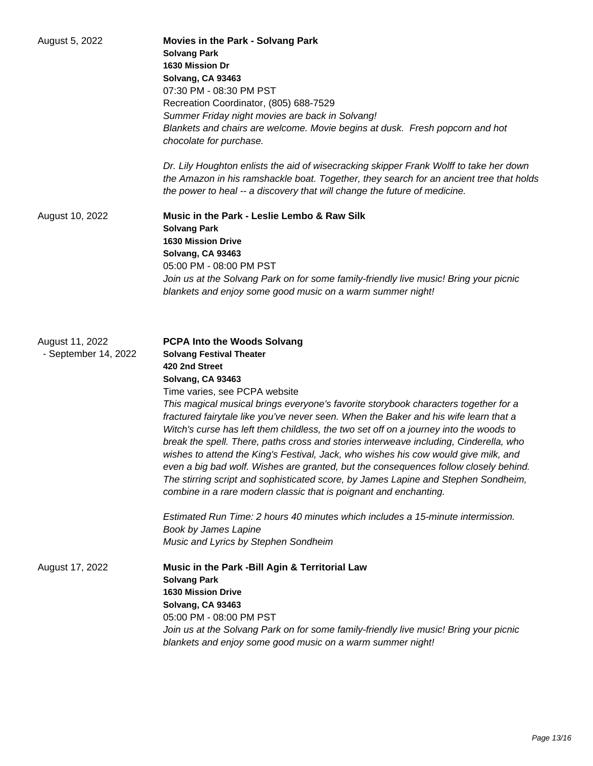August 5, 2022

**Movies in the Park - Solvang Park**
**Solvang Park**
**1630 Mission Dr**
**Solvang, CA 93463**
07:30 PM - 08:30 PM PST
Recreation Coordinator, (805) 688-7529
*Summer Friday night movies are back in Solvang!*
*Blankets and chairs are welcome. Movie begins at dusk. Fresh popcorn and hot chocolate for purchase.*

*Dr. Lily Houghton enlists the aid of wisecracking skipper Frank Wolff to take her down the Amazon in his ramshackle boat. Together, they search for an ancient tree that holds the power to heal -- a discovery that will change the future of medicine.*

August 10, 2022

**Music in the Park - Leslie Lembo & Raw Silk**
**Solvang Park**
**1630 Mission Drive**
**Solvang, CA 93463**
05:00 PM - 08:00 PM PST
*Join us at the Solvang Park on for some family-friendly live music! Bring your picnic blankets and enjoy some good music on a warm summer night!*

August 11, 2022 - September 14, 2022

**PCPA Into the Woods Solvang**
**Solvang Festival Theater**
**420 2nd Street**
**Solvang, CA 93463**
Time varies, see PCPA website
*This magical musical brings everyone's favorite storybook characters together for a fractured fairytale like you've never seen. When the Baker and his wife learn that a Witch's curse has left them childless, the two set off on a journey into the woods to break the spell. There, paths cross and stories interweave including, Cinderella, who wishes to attend the King's Festival, Jack, who wishes his cow would give milk, and even a big bad wolf. Wishes are granted, but the consequences follow closely behind. The stirring script and sophisticated score, by James Lapine and Stephen Sondheim, combine in a rare modern classic that is poignant and enchanting.*

*Estimated Run Time: 2 hours 40 minutes which includes a 15-minute intermission.*
*Book by James Lapine*
*Music and Lyrics by Stephen Sondheim*

August 17, 2022

**Music in the Park -Bill Agin & Territorial Law**
**Solvang Park**
**1630 Mission Drive**
**Solvang, CA 93463**
05:00 PM - 08:00 PM PST
*Join us at the Solvang Park on for some family-friendly live music! Bring your picnic blankets and enjoy some good music on a warm summer night!*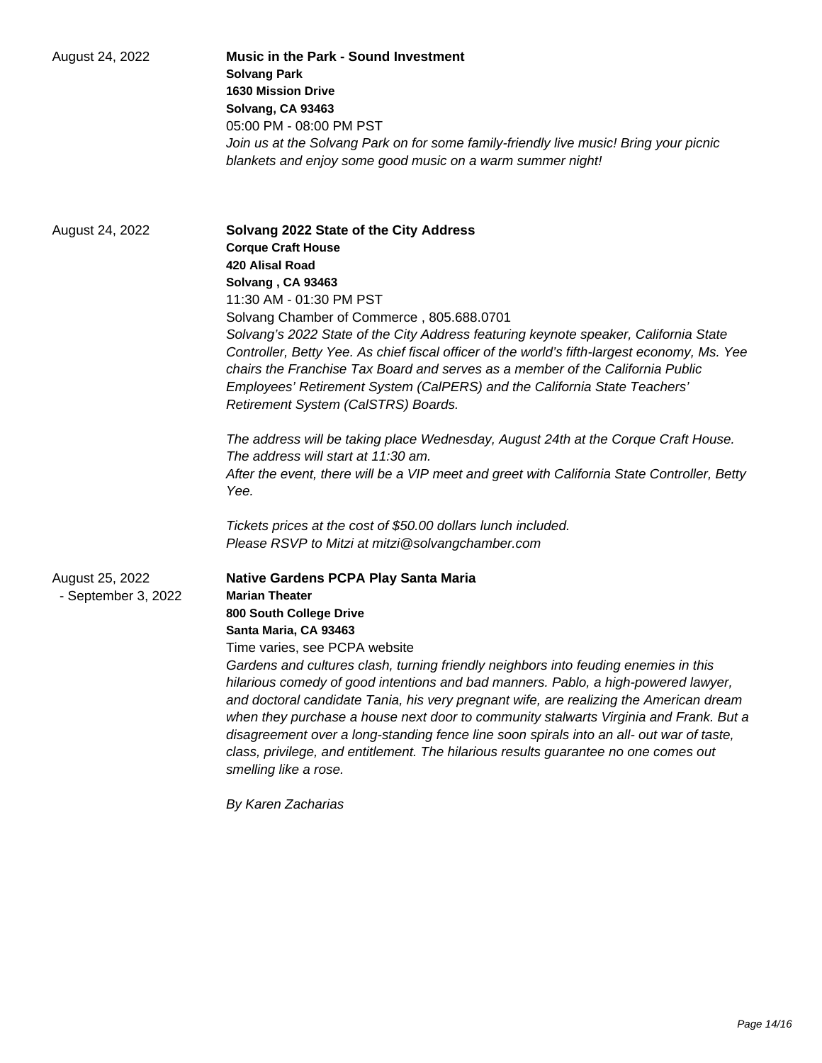August 24, 2022

**Music in the Park - Sound Investment**
**Solvang Park**
**1630 Mission Drive**
**Solvang, CA 93463**
05:00 PM - 08:00 PM PST
*Join us at the Solvang Park on for some family-friendly live music! Bring your picnic blankets and enjoy some good music on a warm summer night!*

August 24, 2022

**Solvang 2022 State of the City Address**
**Corque Craft House**
**420 Alisal Road**
**Solvang , CA 93463**
11:30 AM - 01:30 PM PST
Solvang Chamber of Commerce , 805.688.0701
*Solvang's 2022 State of the City Address featuring keynote speaker, California State Controller, Betty Yee. As chief fiscal officer of the world's fifth-largest economy, Ms. Yee chairs the Franchise Tax Board and serves as a member of the California Public Employees' Retirement System (CalPERS) and the California State Teachers' Retirement System (CalSTRS) Boards.*

*The address will be taking place Wednesday, August 24th at the Corque Craft House. The address will start at 11:30 am.*
*After the event, there will be a VIP meet and greet with California State Controller, Betty Yee.*

*Tickets prices at the cost of $50.00 dollars lunch included.*
*Please RSVP to Mitzi at mitzi@solvangchamber.com*

August 25, 2022 - September 3, 2022

**Native Gardens PCPA Play Santa Maria**
**Marian Theater**
**800 South College Drive**
**Santa Maria, CA 93463**
Time varies, see PCPA website
*Gardens and cultures clash, turning friendly neighbors into feuding enemies in this hilarious comedy of good intentions and bad manners. Pablo, a high-powered lawyer, and doctoral candidate Tania, his very pregnant wife, are realizing the American dream when they purchase a house next door to community stalwarts Virginia and Frank. But a disagreement over a long-standing fence line soon spirals into an all- out war of taste, class, privilege, and entitlement. The hilarious results guarantee no one comes out smelling like a rose.*

*By Karen Zacharias*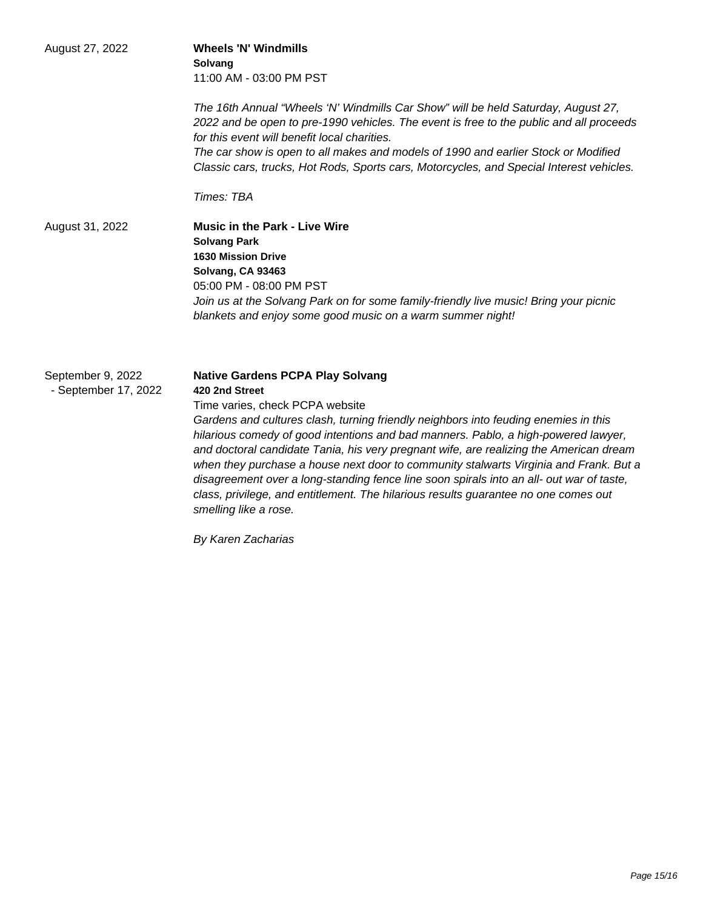August 27, 2022

**Wheels 'N' Windmills**
**Solvang**
11:00 AM - 03:00 PM PST

*The 16th Annual "Wheels 'N' Windmills Car Show" will be held Saturday, August 27, 2022 and be open to pre-1990 vehicles. The event is free to the public and all proceeds for this event will benefit local charities.*
*The car show is open to all makes and models of 1990 and earlier Stock or Modified Classic cars, trucks, Hot Rods, Sports cars, Motorcycles, and Special Interest vehicles.*

*Times: TBA*

August 31, 2022

**Music in the Park - Live Wire**
**Solvang Park**
**1630 Mission Drive**
**Solvang, CA 93463**
05:00 PM - 08:00 PM PST
*Join us at the Solvang Park on for some family-friendly live music! Bring your picnic blankets and enjoy some good music on a warm summer night!*

September 9, 2022 - September 17, 2022

**Native Gardens PCPA Play Solvang**
**420 2nd Street**
Time varies, check PCPA website
*Gardens and cultures clash, turning friendly neighbors into feuding enemies in this hilarious comedy of good intentions and bad manners. Pablo, a high-powered lawyer, and doctoral candidate Tania, his very pregnant wife, are realizing the American dream when they purchase a house next door to community stalwarts Virginia and Frank. But a disagreement over a long-standing fence line soon spirals into an all- out war of taste, class, privilege, and entitlement. The hilarious results guarantee no one comes out smelling like a rose.*

*By Karen Zacharias*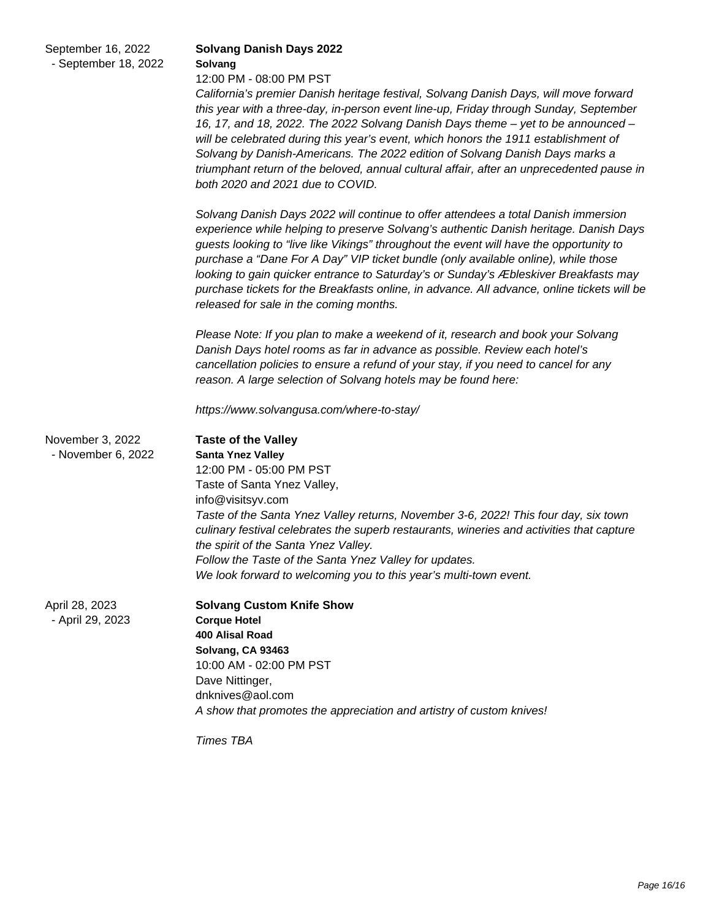September 16, 2022
 - September 18, 2022

**Solvang Danish Days 2022**
**Solvang**
12:00 PM - 08:00 PM PST

*California's premier Danish heritage festival, Solvang Danish Days, will move forward this year with a three-day, in-person event line-up, Friday through Sunday, September 16, 17, and 18, 2022. The 2022 Solvang Danish Days theme – yet to be announced – will be celebrated during this year's event, which honors the 1911 establishment of Solvang by Danish-Americans. The 2022 edition of Solvang Danish Days marks a triumphant return of the beloved, annual cultural affair, after an unprecedented pause in both 2020 and 2021 due to COVID.*

*Solvang Danish Days 2022 will continue to offer attendees a total Danish immersion experience while helping to preserve Solvang's authentic Danish heritage. Danish Days guests looking to "live like Vikings" throughout the event will have the opportunity to purchase a "Dane For A Day" VIP ticket bundle (only available online), while those looking to gain quicker entrance to Saturday's or Sunday's Æbleskiver Breakfasts may purchase tickets for the Breakfasts online, in advance. All advance, online tickets will be released for sale in the coming months.*

*Please Note: If you plan to make a weekend of it, research and book your Solvang Danish Days hotel rooms as far in advance as possible. Review each hotel's cancellation policies to ensure a refund of your stay, if you need to cancel for any reason. A large selection of Solvang hotels may be found here:*

*https://www.solvangusa.com/where-to-stay/*

November 3, 2022
 - November 6, 2022

**Taste of the Valley**
**Santa Ynez Valley**
12:00 PM - 05:00 PM PST
Taste of Santa Ynez Valley,
info@visitsyv.com

*Taste of the Santa Ynez Valley returns, November 3-6, 2022! This four day, six town culinary festival celebrates the superb restaurants, wineries and activities that capture the spirit of the Santa Ynez Valley.*
*Follow the Taste of the Santa Ynez Valley for updates.*
*We look forward to welcoming you to this year's multi-town event.*

April 28, 2023
 - April 29, 2023

**Solvang Custom Knife Show**
**Corque Hotel**
**400 Alisal Road**
**Solvang, CA 93463**
10:00 AM - 02:00 PM PST
Dave Nittinger,
dnknives@aol.com

*A show that promotes the appreciation and artistry of custom knives!*

*Times TBA*